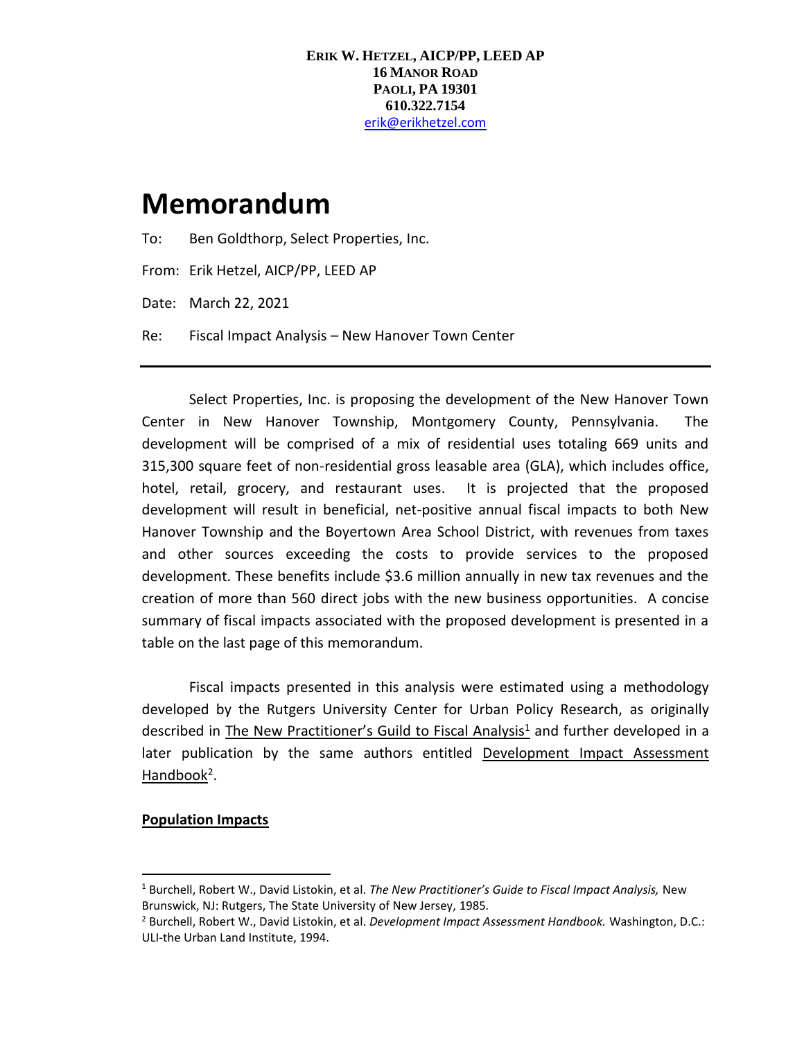**ERIK W. HETZEL, AICP/PP, LEED AP**
**16 MANOR ROAD**
**PAOLI, PA 19301**
**610.322.7154**
erik@erikhetzel.com

# Memorandum

To: Ben Goldthorp, Select Properties, Inc.

From: Erik Hetzel, AICP/PP, LEED AP

Date: March 22, 2021

Re: Fiscal Impact Analysis – New Hanover Town Center

---

Select Properties, Inc. is proposing the development of the New Hanover Town Center in New Hanover Township, Montgomery County, Pennsylvania. The development will be comprised of a mix of residential uses totaling 669 units and 315,300 square feet of non-residential gross leasable area (GLA), which includes office, hotel, retail, grocery, and restaurant uses. It is projected that the proposed development will result in beneficial, net-positive annual fiscal impacts to both New Hanover Township and the Boyertown Area School District, with revenues from taxes and other sources exceeding the costs to provide services to the proposed development. These benefits include $3.6 million annually in new tax revenues and the creation of more than 560 direct jobs with the new business opportunities. A concise summary of fiscal impacts associated with the proposed development is presented in a table on the last page of this memorandum.

Fiscal impacts presented in this analysis were estimated using a methodology developed by the Rutgers University Center for Urban Policy Research, as originally described in The New Practitioner's Guild to Fiscal Analysis[1] and further developed in a later publication by the same authors entitled Development Impact Assessment Handbook[2].

**Population Impacts**

[1] Burchell, Robert W., David Listokin, et al. *The New Practitioner's Guide to Fiscal Impact Analysis,* New Brunswick, NJ: Rutgers, The State University of New Jersey, 1985.

[2] Burchell, Robert W., David Listokin, et al. *Development Impact Assessment Handbook.* Washington, D.C.: ULI-the Urban Land Institute, 1994.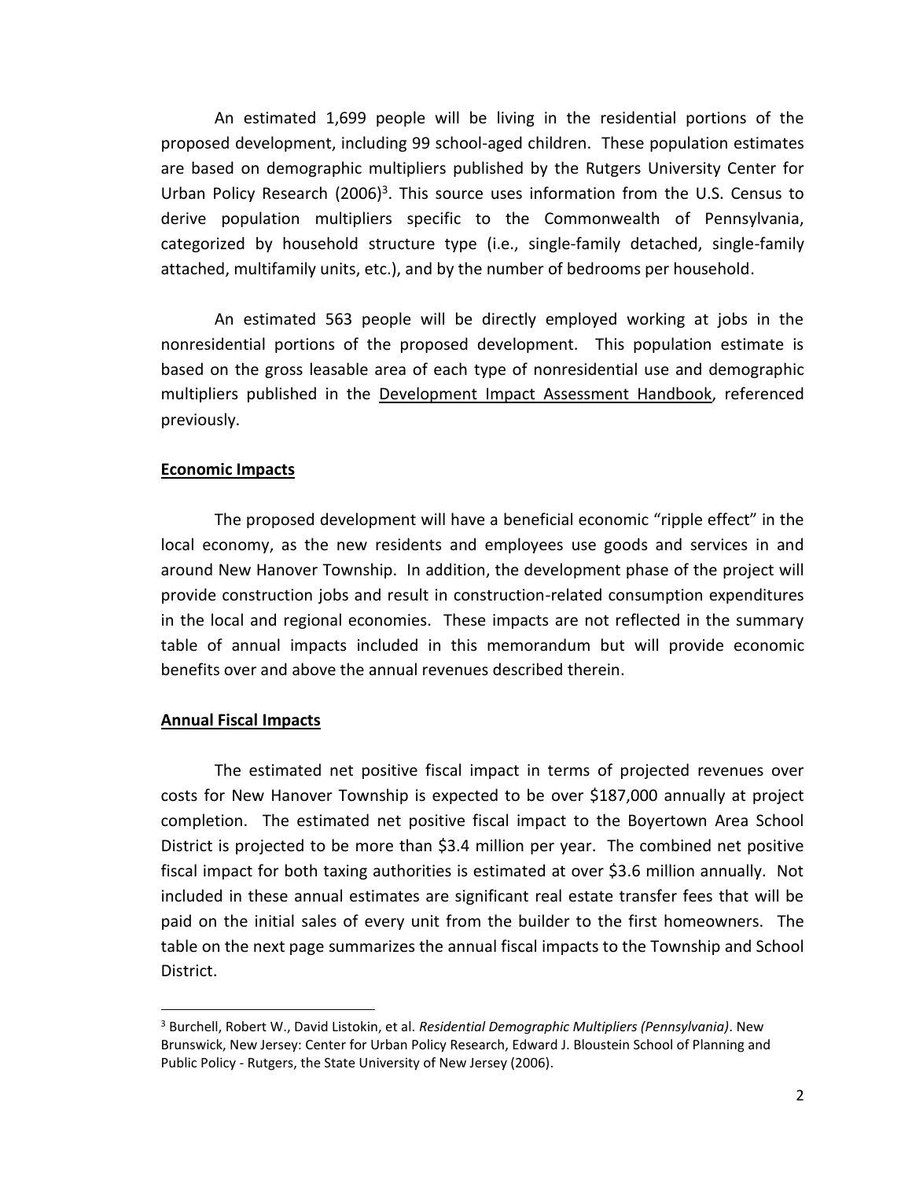An estimated 1,699 people will be living in the residential portions of the proposed development, including 99 school-aged children. These population estimates are based on demographic multipliers published by the Rutgers University Center for Urban Policy Research (2006)[3]. This source uses information from the U.S. Census to derive population multipliers specific to the Commonwealth of Pennsylvania, categorized by household structure type (i.e., single-family detached, single-family attached, multifamily units, etc.), and by the number of bedrooms per household.

An estimated 563 people will be directly employed working at jobs in the nonresidential portions of the proposed development. This population estimate is based on the gross leasable area of each type of nonresidential use and demographic multipliers published in the <u>Development Impact Assessment Handbook</u>, referenced previously.

### Economic Impacts

The proposed development will have a beneficial economic "ripple effect" in the local economy, as the new residents and employees use goods and services in and around New Hanover Township. In addition, the development phase of the project will provide construction jobs and result in construction-related consumption expenditures in the local and regional economies. These impacts are not reflected in the summary table of annual impacts included in this memorandum but will provide economic benefits over and above the annual revenues described therein.

### Annual Fiscal Impacts

The estimated net positive fiscal impact in terms of projected revenues over costs for New Hanover Township is expected to be over $187,000 annually at project completion. The estimated net positive fiscal impact to the Boyertown Area School District is projected to be more than $3.4 million per year. The combined net positive fiscal impact for both taxing authorities is estimated at over $3.6 million annually. Not included in these annual estimates are significant real estate transfer fees that will be paid on the initial sales of every unit from the builder to the first homeowners. The table on the next page summarizes the annual fiscal impacts to the Township and School District.

---

[3] Burchell, Robert W., David Listokin, et al. *Residential Demographic Multipliers (Pennsylvania)*. New Brunswick, New Jersey: Center for Urban Policy Research, Edward J. Bloustein School of Planning and Public Policy - Rutgers, the State University of New Jersey (2006).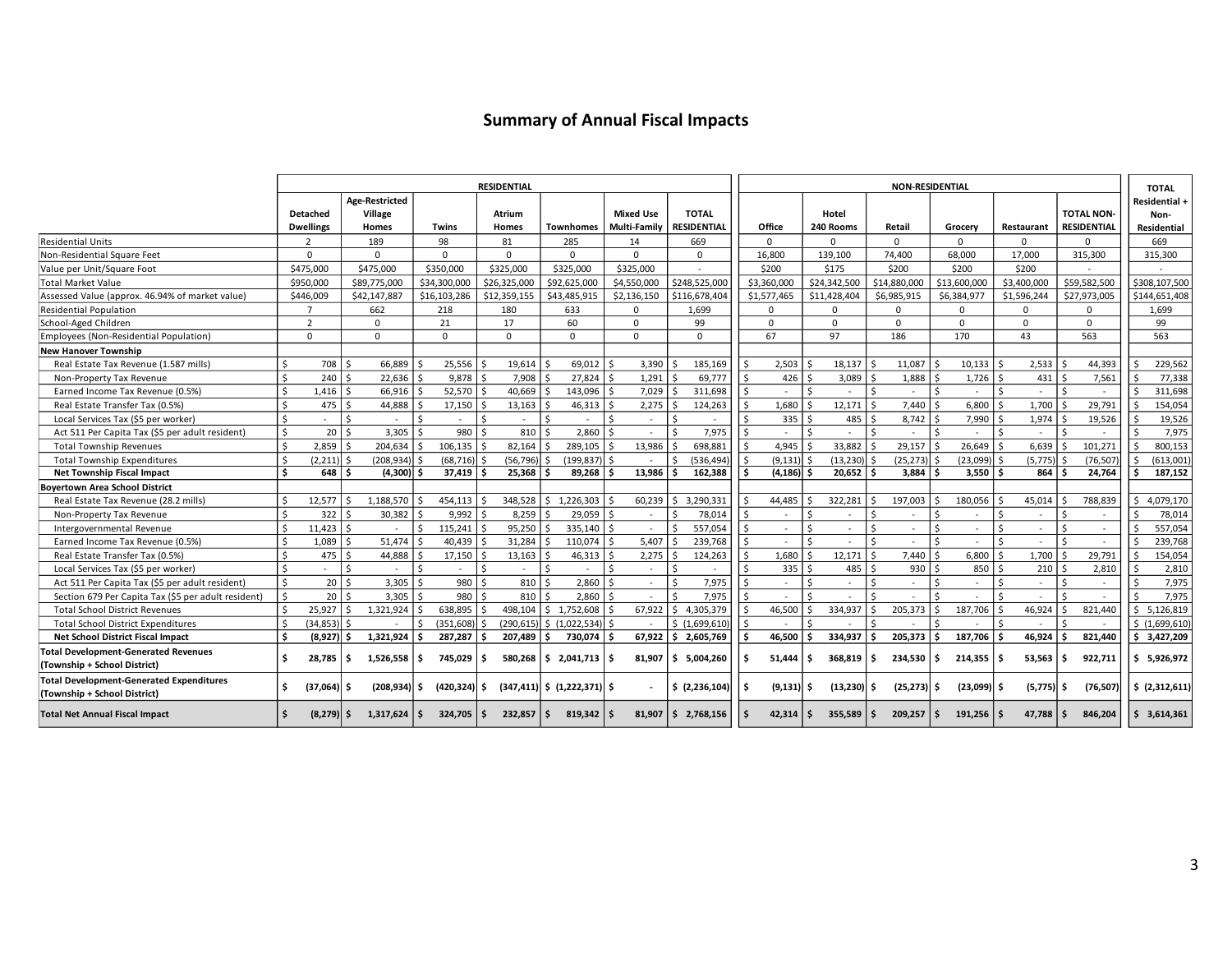## Summary of Annual Fiscal Impacts

| | RESIDENTIAL | | | | | | | NON-RESIDENTIAL | | | | | | TOTAL |
|---|---|---|---|---|---|---|---|---|---|---|---|---|---|---|
| | Detached Dwellings | Age-Restricted Village Homes | Twins | Atrium Homes | Townhomes | Mixed Use Multi-Family | TOTAL RESIDENTIAL | Office | Hotel 240 Rooms | Retail | Grocery | Restaurant | TOTAL NON-RESIDENTIAL | Residential + Non-Residential |
| Residential Units | 2 | 189 | 98 | 81 | 285 | 14 | 669 | 0 | 0 | 0 | 0 | 0 | 0 | 669 |
| Non-Residential Square Feet | 0 | 0 | 0 | 0 | 0 | 0 | 0 | 16,800 | 139,100 | 74,400 | 68,000 | 17,000 | 315,300 | 315,300 |
| Value per Unit/Square Foot | $475,000 | $475,000 | $350,000 | $325,000 | $325,000 | $325,000 | - | $200 | $175 | $200 | $200 | $200 | - | - |
| Total Market Value | $950,000 | $89,775,000 | $34,300,000 | $26,325,000 | $92,625,000 | $4,550,000 | $248,525,000 | $3,360,000 | $24,342,500 | $14,880,000 | $13,600,000 | $3,400,000 | $59,582,500 | $308,107,500 |
| Assessed Value (approx. 46.94% of market value) | $446,009 | $42,147,887 | $16,103,286 | $12,359,155 | $43,485,915 | $2,136,150 | $116,678,404 | $1,577,465 | $11,428,404 | $6,985,915 | $6,384,977 | $1,596,244 | $27,973,005 | $144,651,408 |
| Residential Population | 7 | 662 | 218 | 180 | 633 | 0 | 1,699 | 0 | 0 | 0 | 0 | 0 | 0 | 1,699 |
| School-Aged Children | 2 | 0 | 21 | 17 | 60 | 0 | 99 | 0 | 0 | 0 | 0 | 0 | 0 | 99 |
| Employees (Non-Residential Population) | 0 | 0 | 0 | 0 | 0 | 0 | 0 | 67 | 97 | 186 | 170 | 43 | 563 | 563 |
| **New Hanover Township** | | | | | | | | | | | | | | |
| Real Estate Tax Revenue (1.587 mills) | $ 708 | $ 66,889 | $ 25,556 | $ 19,614 | $ 69,012 | $ 3,390 | $ 185,169 | $ 2,503 | $ 18,137 | $ 11,087 | $ 10,133 | $ 2,533 | $ 44,393 | $ 229,562 |
| Non-Property Tax Revenue | $ 240 | $ 22,636 | $ 9,878 | $ 7,908 | $ 27,824 | $ 1,291 | $ 69,777 | $ 426 | $ 3,089 | $ 1,888 | $ 1,726 | $ 431 | $ 7,561 | $ 77,338 |
| Earned Income Tax Revenue (0.5%) | $ 1,416 | $ 66,916 | $ 52,570 | $ 40,669 | $ 143,096 | $ 7,029 | $ 311,698 | $ - | $ - | $ - | $ - | $ - | $ - | $ 311,698 |
| Real Estate Transfer Tax (0.5%) | $ 475 | $ 44,888 | $ 17,150 | $ 13,163 | $ 46,313 | $ 2,275 | $ 124,263 | $ 1,680 | $ 12,171 | $ 7,440 | $ 6,800 | $ 1,700 | $ 29,791 | $ 154,054 |
| Local Services Tax ($5 per worker) | $ - | $ - | $ - | $ - | $ - | $ - | $ - | $ 335 | $ 485 | $ 8,742 | $ 7,990 | $ 1,974 | $ 19,526 | $ 19,526 |
| Act 511 Per Capita Tax ($5 per adult resident) | $ 20 | $ 3,305 | $ 980 | $ 810 | $ 2,860 | $ - | $ 7,975 | $ - | $ - | $ - | $ - | $ - | $ - | $ 7,975 |
| Total Township Revenues | $ 2,859 | $ 204,634 | $ 106,135 | $ 82,164 | $ 289,105 | $ 13,986 | $ 698,881 | $ 4,945 | $ 33,882 | $ 29,157 | $ 26,649 | $ 6,639 | $ 101,271 | $ 800,153 |
| Total Township Expenditures | $ (2,211) | $ (208,934) | $ (68,716) | $ (56,796) | $ (199,837) | $ - | $ (536,494) | $ (9,131) | $ (13,230) | $ (25,273) | $ (23,099) | $ (5,775) | $ (76,507) | $ (613,001) |
| **Net Township Fiscal Impact** | **$ 648** | **$ (4,300)** | **$ 37,419** | **$ 25,368** | **$ 89,268** | **$ 13,986** | **$ 162,388** | **$ (4,186)** | **$ 20,652** | **$ 3,884** | **$ 3,550** | **$ 864** | **$ 24,764** | **$ 187,152** |
| **Boyertown Area School District** | | | | | | | | | | | | | | |
| Real Estate Tax Revenue (28.2 mills) | $ 12,577 | $ 1,188,570 | $ 454,113 | $ 348,528 | $ 1,226,303 | $ 60,239 | $ 3,290,331 | $ 44,485 | $ 322,281 | $ 197,003 | $ 180,056 | $ 45,014 | $ 788,839 | $ 4,079,170 |
| Non-Property Tax Revenue | $ 322 | $ 30,382 | $ 9,992 | $ 8,259 | $ 29,059 | $ - | $ 78,014 | $ - | $ - | $ - | $ - | $ - | $ - | $ 78,014 |
| Intergovernmental Revenue | $ 11,423 | $ - | $ 115,241 | $ 95,250 | $ 335,140 | $ - | $ 557,054 | $ - | $ - | $ - | $ - | $ - | $ - | $ 557,054 |
| Earned Income Tax Revenue (0.5%) | $ 1,089 | $ 51,474 | $ 40,439 | $ 31,284 | $ 110,074 | $ 5,407 | $ 239,768 | $ - | $ - | $ - | $ - | $ - | $ - | $ 239,768 |
| Real Estate Transfer Tax (0.5%) | $ 475 | $ 44,888 | $ 17,150 | $ 13,163 | $ 46,313 | $ 2,275 | $ 124,263 | $ 1,680 | $ 12,171 | $ 7,440 | $ 6,800 | $ 1,700 | $ 29,791 | $ 154,054 |
| Local Services Tax ($5 per worker) | $ - | $ - | $ - | $ - | $ - | $ - | $ - | $ 335 | $ 485 | $ 930 | $ 850 | $ 210 | $ 2,810 | $ 2,810 |
| Act 511 Per Capita Tax ($5 per adult resident) | $ 20 | $ 3,305 | $ 980 | $ 810 | $ 2,860 | $ - | $ 7,975 | $ - | $ - | $ - | $ - | $ - | $ - | $ 7,975 |
| Section 679 Per Capita Tax ($5 per adult resident) | $ 20 | $ 3,305 | $ 980 | $ 810 | $ 2,860 | $ - | $ 7,975 | $ - | $ - | $ - | $ - | $ - | $ - | $ 7,975 |
| Total School District Revenues | $ 25,927 | $ 1,321,924 | $ 638,895 | $ 498,104 | $ 1,752,608 | $ 67,922 | $ 4,305,379 | $ 46,500 | $ 334,937 | $ 205,373 | $ 187,706 | $ 46,924 | $ 821,440 | $ 5,126,819 |
| Total School District Expenditures | $ (34,853) | $ - | $ (351,608) | $ (290,615) | $ (1,022,534) | $ - | $ (1,699,610) | $ - | $ - | $ - | $ - | $ - | $ - | $ (1,699,610) |
| **Net School District Fiscal Impact** | **$ (8,927)** | **$ 1,321,924** | **$ 287,287** | **$ 207,489** | **$ 730,074** | **$ 67,922** | **$ 2,605,769** | **$ 46,500** | **$ 334,937** | **$ 205,373** | **$ 187,706** | **$ 46,924** | **$ 821,440** | **$ 3,427,209** |
| **Total Development-Generated Revenues (Township + School District)** | **$ 28,785** | **$ 1,526,558** | **$ 745,029** | **$ 580,268** | **$ 2,041,713** | **$ 81,907** | **$ 5,004,260** | **$ 51,444** | **$ 368,819** | **$ 234,530** | **$ 214,355** | **$ 53,563** | **$ 922,711** | **$ 5,926,972** |
| **Total Development-Generated Expenditures (Township + School District)** | **$ (37,064)** | **$ (208,934)** | **$ (420,324)** | **$ (347,411)** | **$ (1,222,371)** | **$ -** | **$ (2,236,104)** | **$ (9,131)** | **$ (13,230)** | **$ (25,273)** | **$ (23,099)** | **$ (5,775)** | **$ (76,507)** | **$ (2,312,611)** |
| **Total Net Annual Fiscal Impact** | **$ (8,279)** | **$ 1,317,624** | **$ 324,705** | **$ 232,857** | **$ 819,342** | **$ 81,907** | **$ 2,768,156** | **$ 42,314** | **$ 355,589** | **$ 209,257** | **$ 191,256** | **$ 47,788** | **$ 846,204** | **$ 3,614,361** |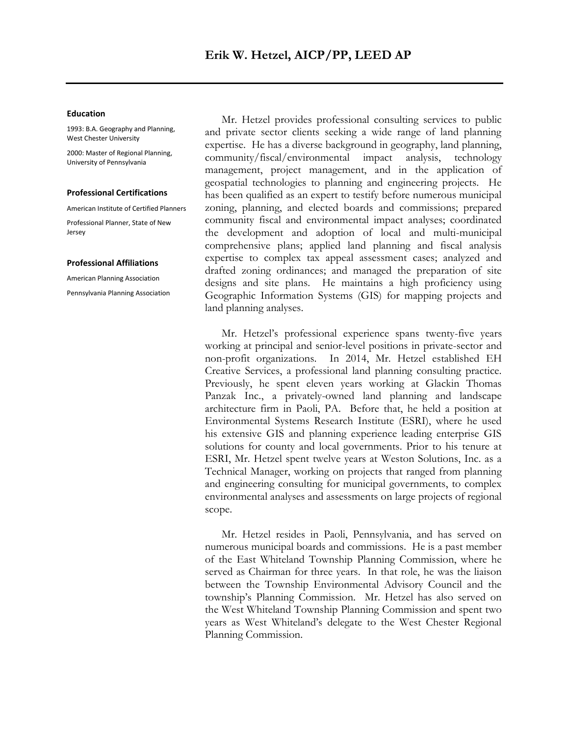# Erik W. Hetzel, AICP/PP, LEED AP

### Education

1993: B.A. Geography and Planning, West Chester University

2000: Master of Regional Planning, University of Pennsylvania

### Professional Certifications

American Institute of Certified Planners

Professional Planner, State of New Jersey

### Professional Affiliations

American Planning Association

Pennsylvania Planning Association

Mr. Hetzel provides professional consulting services to public and private sector clients seeking a wide range of land planning expertise. He has a diverse background in geography, land planning, community/fiscal/environmental impact analysis, technology management, project management, and in the application of geospatial technologies to planning and engineering projects. He has been qualified as an expert to testify before numerous municipal zoning, planning, and elected boards and commissions; prepared community fiscal and environmental impact analyses; coordinated the development and adoption of local and multi-municipal comprehensive plans; applied land planning and fiscal analysis expertise to complex tax appeal assessment cases; analyzed and drafted zoning ordinances; and managed the preparation of site designs and site plans. He maintains a high proficiency using Geographic Information Systems (GIS) for mapping projects and land planning analyses.

Mr. Hetzel's professional experience spans twenty-five years working at principal and senior-level positions in private-sector and non-profit organizations. In 2014, Mr. Hetzel established EH Creative Services, a professional land planning consulting practice. Previously, he spent eleven years working at Glackin Thomas Panzak Inc., a privately-owned land planning and landscape architecture firm in Paoli, PA. Before that, he held a position at Environmental Systems Research Institute (ESRI), where he used his extensive GIS and planning experience leading enterprise GIS solutions for county and local governments. Prior to his tenure at ESRI, Mr. Hetzel spent twelve years at Weston Solutions, Inc. as a Technical Manager, working on projects that ranged from planning and engineering consulting for municipal governments, to complex environmental analyses and assessments on large projects of regional scope.

Mr. Hetzel resides in Paoli, Pennsylvania, and has served on numerous municipal boards and commissions. He is a past member of the East Whiteland Township Planning Commission, where he served as Chairman for three years. In that role, he was the liaison between the Township Environmental Advisory Council and the township's Planning Commission. Mr. Hetzel has also served on the West Whiteland Township Planning Commission and spent two years as West Whiteland's delegate to the West Chester Regional Planning Commission.